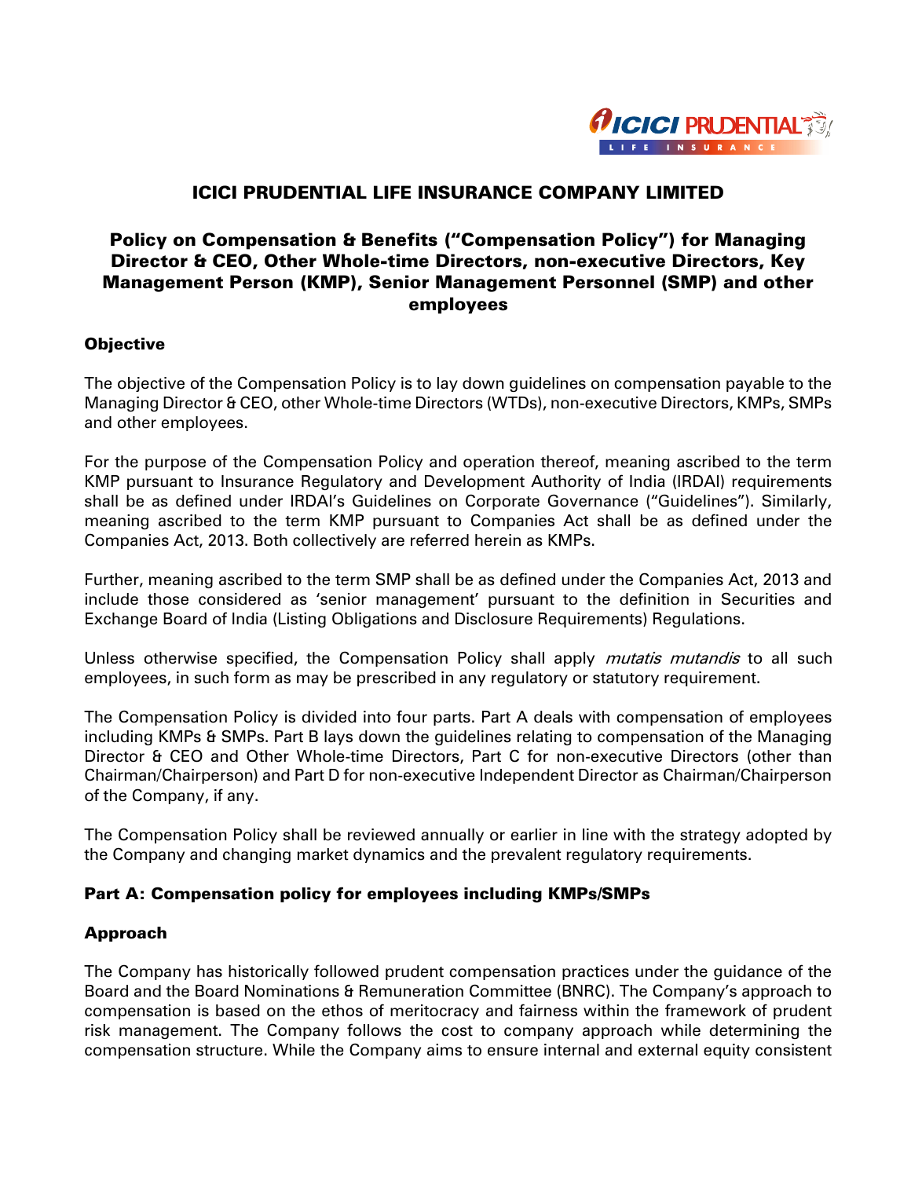# ICICI PRUDENTIAL LIFE INSURANCE COMPANY LIMITED

## Policy on Compensation & Benefits ("Compensation Policy") for Managing Director & CEO, Other Whole-time Directors, non-executive Directors, Key Management Person (KMP), Senior Management Personnel (SMP) and other employees

### Objective

The objective of the Compensation Policy is to lay down guidelines on compensation payable to the Managing Director & CEO, other Whole-time Directors (WTDs), non-executive Directors, KMPs, SMPs and other employees.

For the purpose of the Compensation Policy and operation thereof, meaning ascribed to the term KMP pursuant to Insurance Regulatory and Development Authority of India (IRDAI) requirements shall be as defined under IRDAI's Guidelines on Corporate Governance ("Guidelines"). Similarly, meaning ascribed to the term KMP pursuant to Companies Act shall be as defined under the Companies Act, 2013. Both collectively are referred herein as KMPs.

Further, meaning ascribed to the term SMP shall be as defined under the Companies Act, 2013 and include those considered as 'senior management' pursuant to the definition in Securities and Exchange Board of India (Listing Obligations and Disclosure Requirements) Regulations.

Unless otherwise specified, the Compensation Policy shall apply *mutatis mutandis* to all such employees, in such form as may be prescribed in any regulatory or statutory requirement.

The Compensation Policy is divided into four parts. Part A deals with compensation of employees including KMPs & SMPs. Part B lays down the guidelines relating to compensation of the Managing Director & CEO and Other Whole-time Directors, Part C for non-executive Directors (other than Chairman/Chairperson) and Part D for non-executive Independent Director as Chairman/Chairperson of the Company, if any.

The Compensation Policy shall be reviewed annually or earlier in line with the strategy adopted by the Company and changing market dynamics and the prevalent regulatory requirements.

### Part A: Compensation policy for employees including KMPs/SMPs

### Approach

The Company has historically followed prudent compensation practices under the guidance of the Board and the Board Nominations & Remuneration Committee (BNRC). The Company's approach to compensation is based on the ethos of meritocracy and fairness within the framework of prudent risk management. The Company follows the cost to company approach while determining the compensation structure. While the Company aims to ensure internal and external equity consistent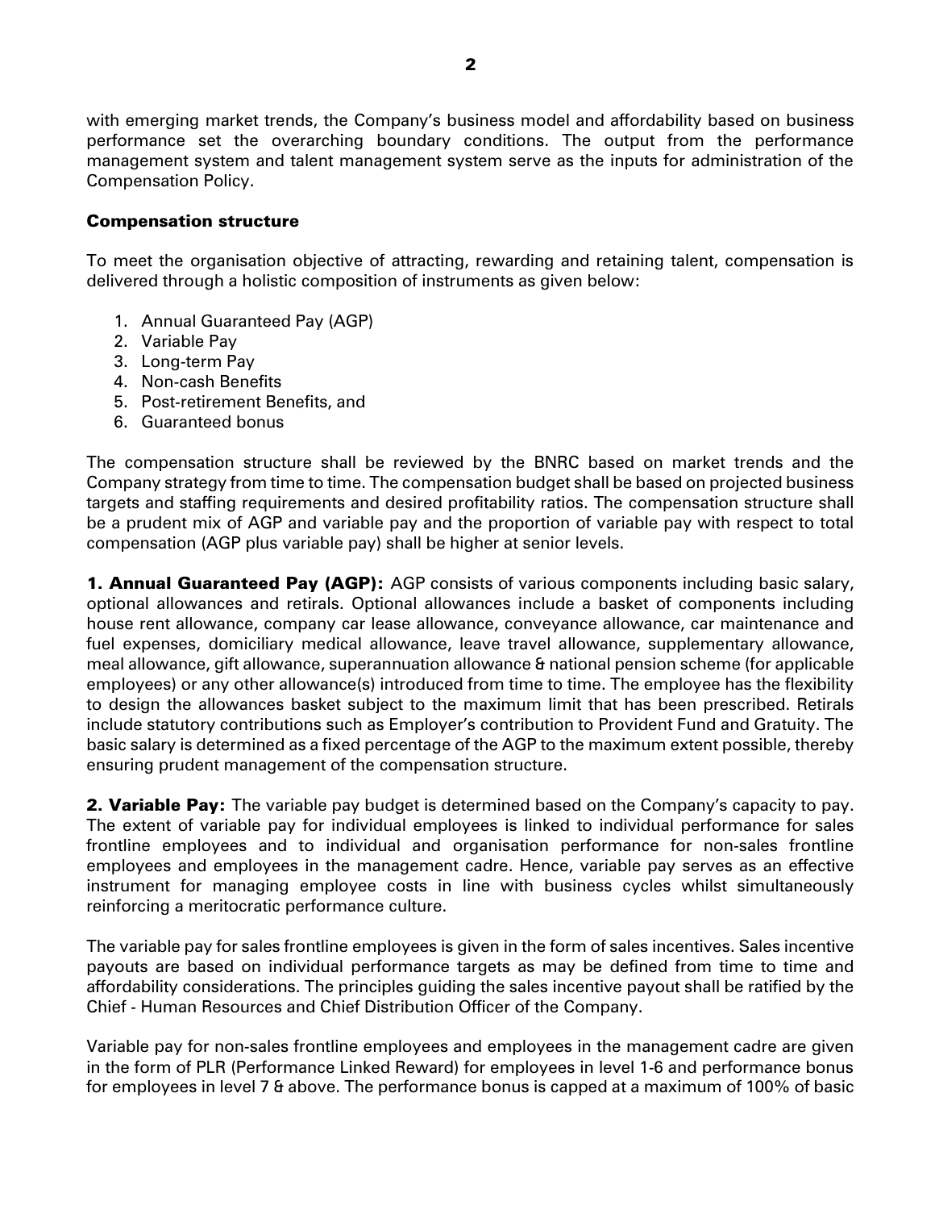with emerging market trends, the Company's business model and affordability based on business performance set the overarching boundary conditions. The output from the performance management system and talent management system serve as the inputs for administration of the Compensation Policy.

### Compensation structure

To meet the organisation objective of attracting, rewarding and retaining talent, compensation is delivered through a holistic composition of instruments as given below:

1. Annual Guaranteed Pay (AGP)
2. Variable Pay
3. Long-term Pay
4. Non-cash Benefits
5. Post-retirement Benefits, and
6. Guaranteed bonus

The compensation structure shall be reviewed by the BNRC based on market trends and the Company strategy from time to time. The compensation budget shall be based on projected business targets and staffing requirements and desired profitability ratios. The compensation structure shall be a prudent mix of AGP and variable pay and the proportion of variable pay with respect to total compensation (AGP plus variable pay) shall be higher at senior levels.

**1. Annual Guaranteed Pay (AGP):** AGP consists of various components including basic salary, optional allowances and retirals. Optional allowances include a basket of components including house rent allowance, company car lease allowance, conveyance allowance, car maintenance and fuel expenses, domiciliary medical allowance, leave travel allowance, supplementary allowance, meal allowance, gift allowance, superannuation allowance & national pension scheme (for applicable employees) or any other allowance(s) introduced from time to time. The employee has the flexibility to design the allowances basket subject to the maximum limit that has been prescribed. Retirals include statutory contributions such as Employer's contribution to Provident Fund and Gratuity. The basic salary is determined as a fixed percentage of the AGP to the maximum extent possible, thereby ensuring prudent management of the compensation structure.

**2. Variable Pay:** The variable pay budget is determined based on the Company's capacity to pay. The extent of variable pay for individual employees is linked to individual performance for sales frontline employees and to individual and organisation performance for non-sales frontline employees and employees in the management cadre. Hence, variable pay serves as an effective instrument for managing employee costs in line with business cycles whilst simultaneously reinforcing a meritocratic performance culture.

The variable pay for sales frontline employees is given in the form of sales incentives. Sales incentive payouts are based on individual performance targets as may be defined from time to time and affordability considerations. The principles guiding the sales incentive payout shall be ratified by the Chief - Human Resources and Chief Distribution Officer of the Company.

Variable pay for non-sales frontline employees and employees in the management cadre are given in the form of PLR (Performance Linked Reward) for employees in level 1-6 and performance bonus for employees in level 7 & above. The performance bonus is capped at a maximum of 100% of basic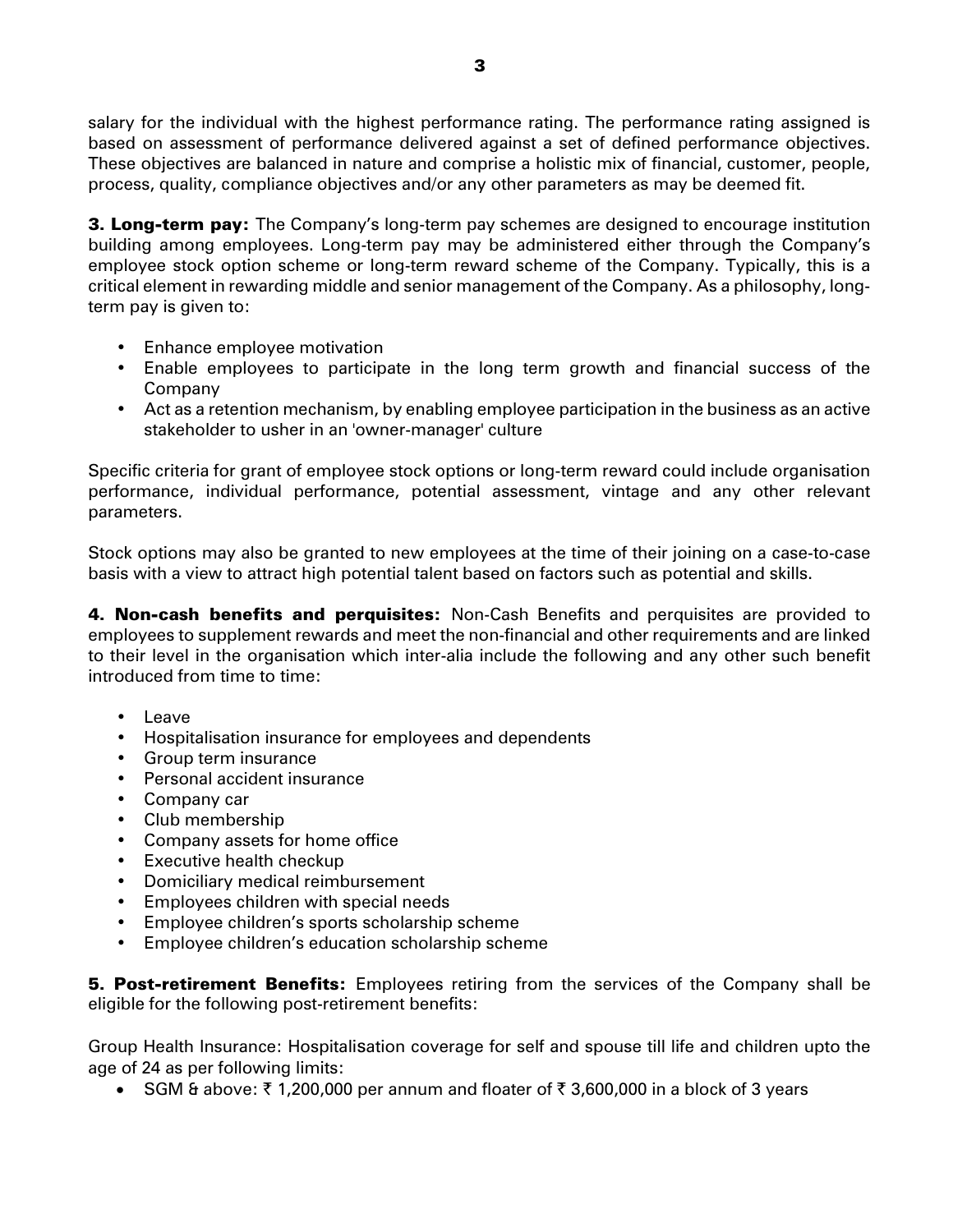salary for the individual with the highest performance rating. The performance rating assigned is based on assessment of performance delivered against a set of defined performance objectives. These objectives are balanced in nature and comprise a holistic mix of financial, customer, people, process, quality, compliance objectives and/or any other parameters as may be deemed fit.

**3. Long-term pay:** The Company's long-term pay schemes are designed to encourage institution building among employees. Long-term pay may be administered either through the Company's employee stock option scheme or long-term reward scheme of the Company. Typically, this is a critical element in rewarding middle and senior management of the Company. As a philosophy, long-term pay is given to:

- Enhance employee motivation
- Enable employees to participate in the long term growth and financial success of the Company
- Act as a retention mechanism, by enabling employee participation in the business as an active stakeholder to usher in an 'owner-manager' culture

Specific criteria for grant of employee stock options or long-term reward could include organisation performance, individual performance, potential assessment, vintage and any other relevant parameters.

Stock options may also be granted to new employees at the time of their joining on a case-to-case basis with a view to attract high potential talent based on factors such as potential and skills.

**4. Non-cash benefits and perquisites:** Non-Cash Benefits and perquisites are provided to employees to supplement rewards and meet the non-financial and other requirements and are linked to their level in the organisation which inter-alia include the following and any other such benefit introduced from time to time:

- Leave
- Hospitalisation insurance for employees and dependents
- Group term insurance
- Personal accident insurance
- Company car
- Club membership
- Company assets for home office
- Executive health checkup
- Domiciliary medical reimbursement
- Employees children with special needs
- Employee children's sports scholarship scheme
- Employee children's education scholarship scheme

**5. Post-retirement Benefits:** Employees retiring from the services of the Company shall be eligible for the following post-retirement benefits:

Group Health Insurance: Hospitalisation coverage for self and spouse till life and children upto the age of 24 as per following limits:

- SGM & above: ₹ 1,200,000 per annum and floater of ₹ 3,600,000 in a block of 3 years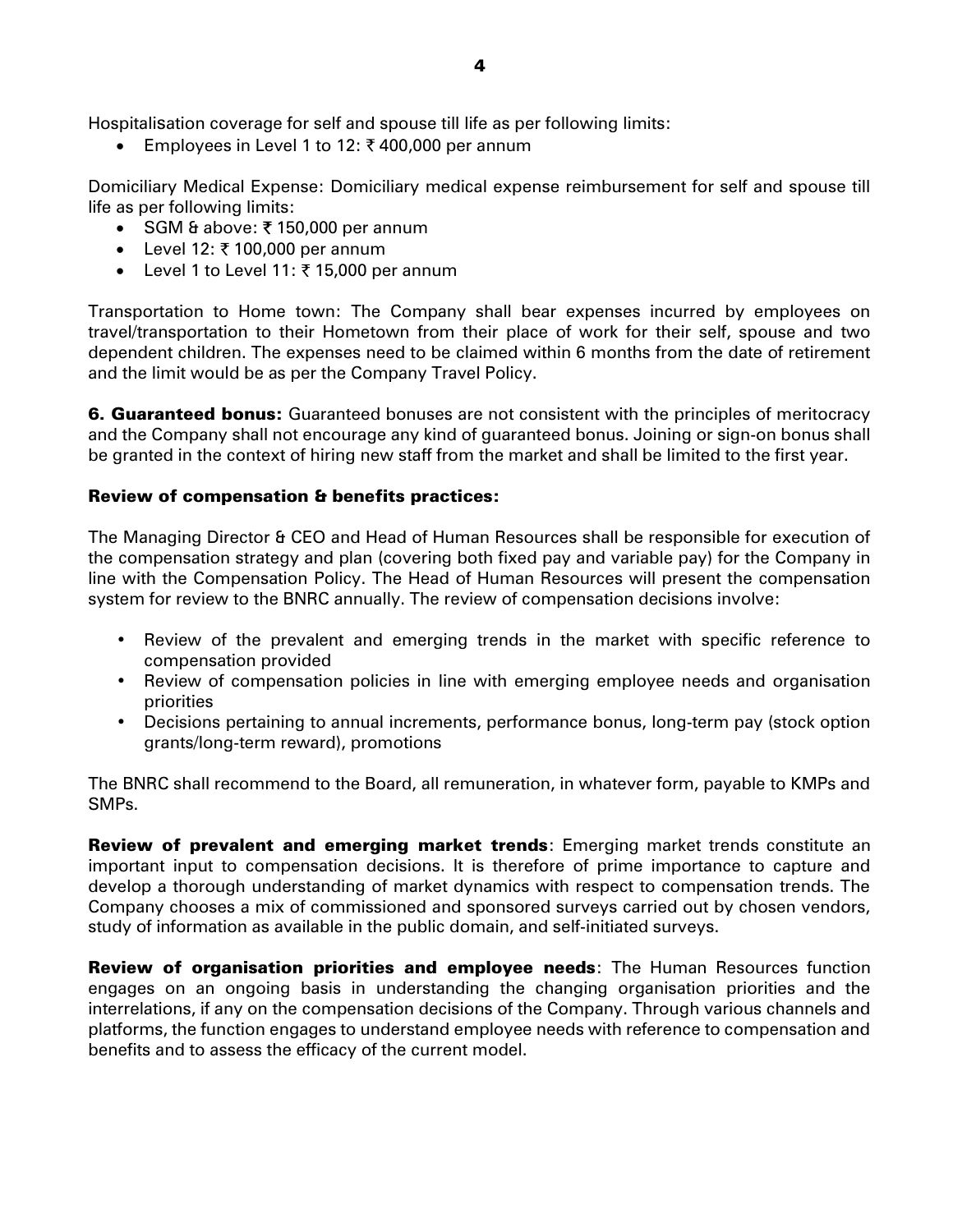Hospitalisation coverage for self and spouse till life as per following limits:

- Employees in Level 1 to 12: ₹ 400,000 per annum

Domiciliary Medical Expense: Domiciliary medical expense reimbursement for self and spouse till life as per following limits:

- SGM & above: ₹ 150,000 per annum
- Level 12: ₹ 100,000 per annum
- Level 1 to Level 11: ₹ 15,000 per annum

Transportation to Home town: The Company shall bear expenses incurred by employees on travel/transportation to their Hometown from their place of work for their self, spouse and two dependent children. The expenses need to be claimed within 6 months from the date of retirement and the limit would be as per the Company Travel Policy.

**6. Guaranteed bonus:** Guaranteed bonuses are not consistent with the principles of meritocracy and the Company shall not encourage any kind of guaranteed bonus. Joining or sign-on bonus shall be granted in the context of hiring new staff from the market and shall be limited to the first year.

**Review of compensation & benefits practices:**

The Managing Director & CEO and Head of Human Resources shall be responsible for execution of the compensation strategy and plan (covering both fixed pay and variable pay) for the Company in line with the Compensation Policy. The Head of Human Resources will present the compensation system for review to the BNRC annually. The review of compensation decisions involve:

- Review of the prevalent and emerging trends in the market with specific reference to compensation provided
- Review of compensation policies in line with emerging employee needs and organisation priorities
- Decisions pertaining to annual increments, performance bonus, long-term pay (stock option grants/long-term reward), promotions

The BNRC shall recommend to the Board, all remuneration, in whatever form, payable to KMPs and SMPs.

**Review of prevalent and emerging market trends**: Emerging market trends constitute an important input to compensation decisions. It is therefore of prime importance to capture and develop a thorough understanding of market dynamics with respect to compensation trends. The Company chooses a mix of commissioned and sponsored surveys carried out by chosen vendors, study of information as available in the public domain, and self-initiated surveys.

**Review of organisation priorities and employee needs**: The Human Resources function engages on an ongoing basis in understanding the changing organisation priorities and the interrelations, if any on the compensation decisions of the Company. Through various channels and platforms, the function engages to understand employee needs with reference to compensation and benefits and to assess the efficacy of the current model.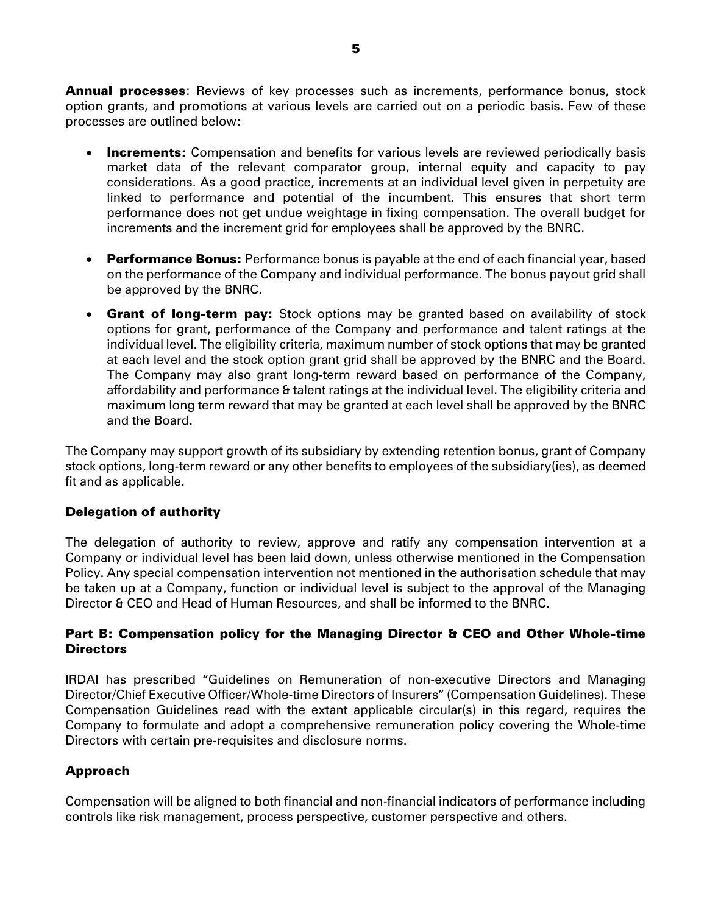**Annual processes**: Reviews of key processes such as increments, performance bonus, stock option grants, and promotions at various levels are carried out on a periodic basis. Few of these processes are outlined below:

- **Increments:** Compensation and benefits for various levels are reviewed periodically basis market data of the relevant comparator group, internal equity and capacity to pay considerations. As a good practice, increments at an individual level given in perpetuity are linked to performance and potential of the incumbent. This ensures that short term performance does not get undue weightage in fixing compensation. The overall budget for increments and the increment grid for employees shall be approved by the BNRC.

- **Performance Bonus:** Performance bonus is payable at the end of each financial year, based on the performance of the Company and individual performance. The bonus payout grid shall be approved by the BNRC.

- **Grant of long-term pay:** Stock options may be granted based on availability of stock options for grant, performance of the Company and performance and talent ratings at the individual level. The eligibility criteria, maximum number of stock options that may be granted at each level and the stock option grant grid shall be approved by the BNRC and the Board. The Company may also grant long-term reward based on performance of the Company, affordability and performance & talent ratings at the individual level. The eligibility criteria and maximum long term reward that may be granted at each level shall be approved by the BNRC and the Board.

The Company may support growth of its subsidiary by extending retention bonus, grant of Company stock options, long-term reward or any other benefits to employees of the subsidiary(ies), as deemed fit and as applicable.

### Delegation of authority

The delegation of authority to review, approve and ratify any compensation intervention at a Company or individual level has been laid down, unless otherwise mentioned in the Compensation Policy. Any special compensation intervention not mentioned in the authorisation schedule that may be taken up at a Company, function or individual level is subject to the approval of the Managing Director & CEO and Head of Human Resources, and shall be informed to the BNRC.

## Part B: Compensation policy for the Managing Director & CEO and Other Whole-time Directors

IRDAI has prescribed "Guidelines on Remuneration of non-executive Directors and Managing Director/Chief Executive Officer/Whole-time Directors of Insurers" (Compensation Guidelines). These Compensation Guidelines read with the extant applicable circular(s) in this regard, requires the Company to formulate and adopt a comprehensive remuneration policy covering the Whole-time Directors with certain pre-requisites and disclosure norms.

### Approach

Compensation will be aligned to both financial and non-financial indicators of performance including controls like risk management, process perspective, customer perspective and others.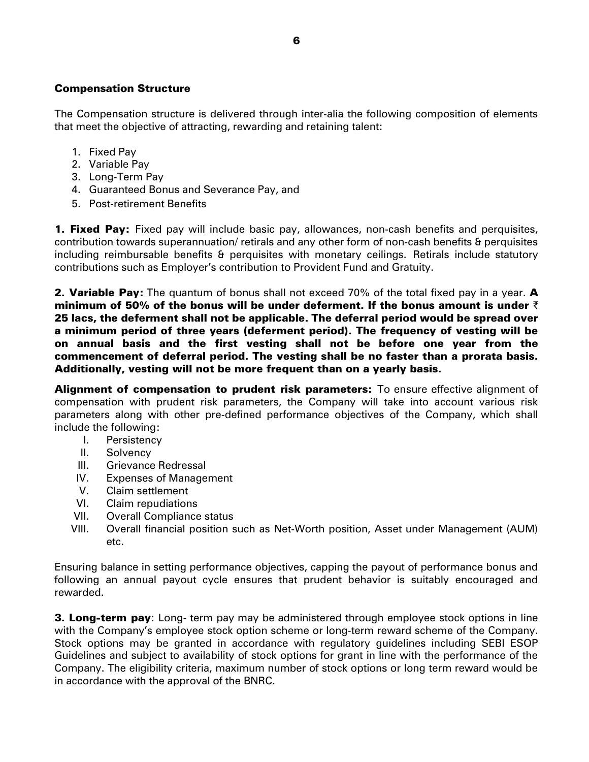## Compensation Structure

The Compensation structure is delivered through inter-alia the following composition of elements that meet the objective of attracting, rewarding and retaining talent:

1. Fixed Pay
2. Variable Pay
3. Long-Term Pay
4. Guaranteed Bonus and Severance Pay, and
5. Post-retirement Benefits

**1. Fixed Pay:** Fixed pay will include basic pay, allowances, non-cash benefits and perquisites, contribution towards superannuation/ retirals and any other form of non-cash benefits & perquisites including reimbursable benefits & perquisites with monetary ceilings. Retirals include statutory contributions such as Employer's contribution to Provident Fund and Gratuity.

**2. Variable Pay:** The quantum of bonus shall not exceed 70% of the total fixed pay in a year. **A minimum of 50% of the bonus will be under deferment. If the bonus amount is under ₹ 25 lacs, the deferment shall not be applicable. The deferral period would be spread over a minimum period of three years (deferment period). The frequency of vesting will be on annual basis and the first vesting shall not be before one year from the commencement of deferral period. The vesting shall be no faster than a prorata basis. Additionally, vesting will not be more frequent than on a yearly basis.**

**Alignment of compensation to prudent risk parameters:** To ensure effective alignment of compensation with prudent risk parameters, the Company will take into account various risk parameters along with other pre-defined performance objectives of the Company, which shall include the following:

I. Persistency
II. Solvency
III. Grievance Redressal
IV. Expenses of Management
V. Claim settlement
VI. Claim repudiations
VII. Overall Compliance status
VIII. Overall financial position such as Net-Worth position, Asset under Management (AUM) etc.

Ensuring balance in setting performance objectives, capping the payout of performance bonus and following an annual payout cycle ensures that prudent behavior is suitably encouraged and rewarded.

**3. Long-term pay**: Long- term pay may be administered through employee stock options in line with the Company's employee stock option scheme or long-term reward scheme of the Company. Stock options may be granted in accordance with regulatory guidelines including SEBI ESOP Guidelines and subject to availability of stock options for grant in line with the performance of the Company. The eligibility criteria, maximum number of stock options or long term reward would be in accordance with the approval of the BNRC.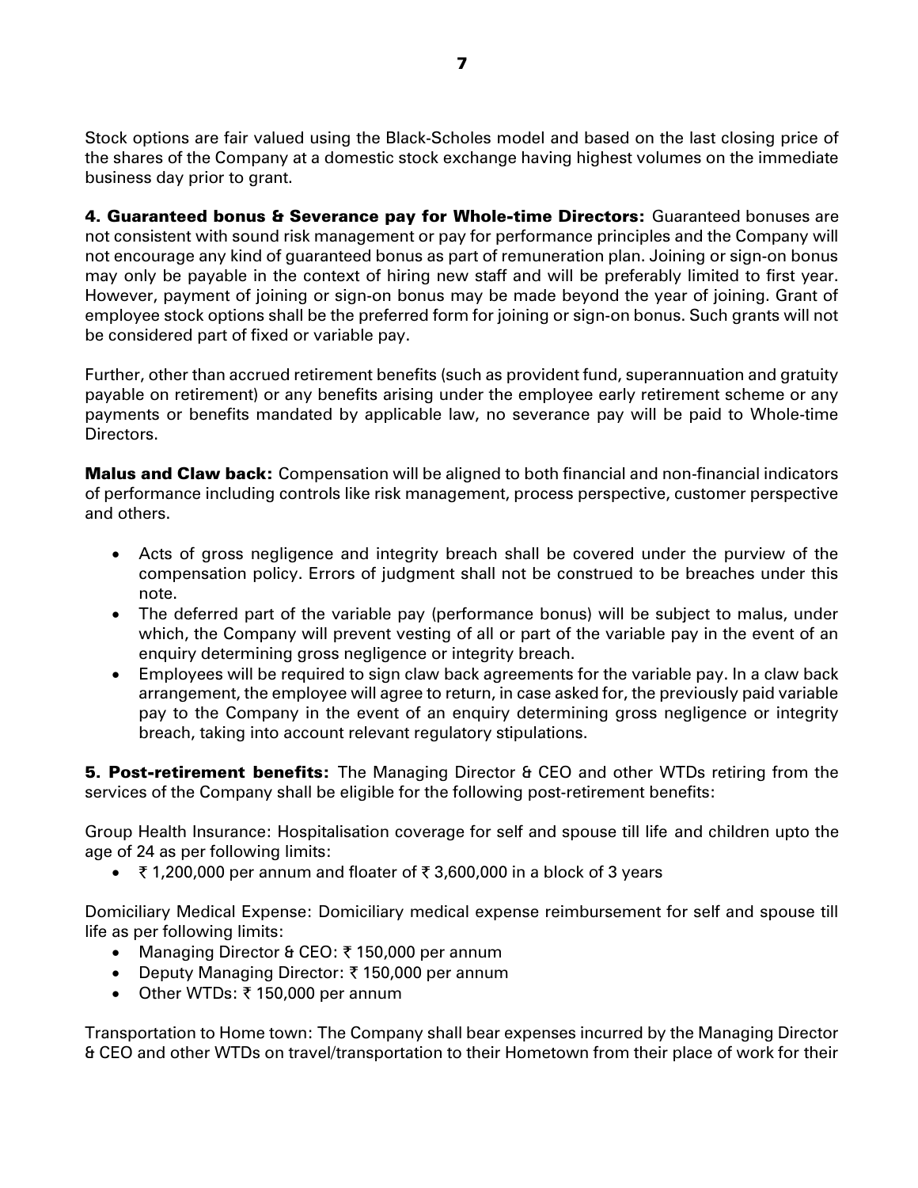Stock options are fair valued using the Black-Scholes model and based on the last closing price of the shares of the Company at a domestic stock exchange having highest volumes on the immediate business day prior to grant.

**4. Guaranteed bonus & Severance pay for Whole-time Directors:** Guaranteed bonuses are not consistent with sound risk management or pay for performance principles and the Company will not encourage any kind of guaranteed bonus as part of remuneration plan. Joining or sign-on bonus may only be payable in the context of hiring new staff and will be preferably limited to first year. However, payment of joining or sign-on bonus may be made beyond the year of joining. Grant of employee stock options shall be the preferred form for joining or sign-on bonus. Such grants will not be considered part of fixed or variable pay.

Further, other than accrued retirement benefits (such as provident fund, superannuation and gratuity payable on retirement) or any benefits arising under the employee early retirement scheme or any payments or benefits mandated by applicable law, no severance pay will be paid to Whole-time Directors.

**Malus and Claw back:** Compensation will be aligned to both financial and non-financial indicators of performance including controls like risk management, process perspective, customer perspective and others.

- Acts of gross negligence and integrity breach shall be covered under the purview of the compensation policy. Errors of judgment shall not be construed to be breaches under this note.
- The deferred part of the variable pay (performance bonus) will be subject to malus, under which, the Company will prevent vesting of all or part of the variable pay in the event of an enquiry determining gross negligence or integrity breach.
- Employees will be required to sign claw back agreements for the variable pay. In a claw back arrangement, the employee will agree to return, in case asked for, the previously paid variable pay to the Company in the event of an enquiry determining gross negligence or integrity breach, taking into account relevant regulatory stipulations.

**5. Post-retirement benefits:** The Managing Director & CEO and other WTDs retiring from the services of the Company shall be eligible for the following post-retirement benefits:

Group Health Insurance: Hospitalisation coverage for self and spouse till life and children upto the age of 24 as per following limits:

- ₹ 1,200,000 per annum and floater of ₹ 3,600,000 in a block of 3 years

Domiciliary Medical Expense: Domiciliary medical expense reimbursement for self and spouse till life as per following limits:

- Managing Director & CEO: ₹ 150,000 per annum
- Deputy Managing Director: ₹ 150,000 per annum
- Other WTDs: ₹ 150,000 per annum

Transportation to Home town: The Company shall bear expenses incurred by the Managing Director & CEO and other WTDs on travel/transportation to their Hometown from their place of work for their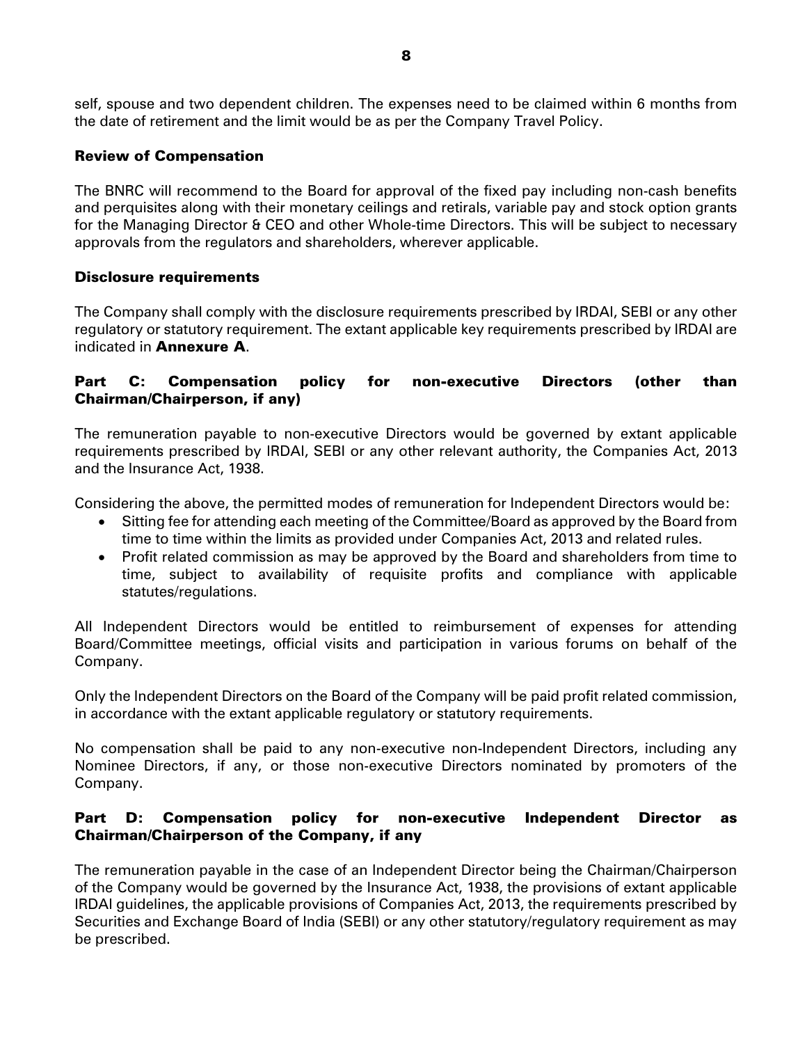self, spouse and two dependent children. The expenses need to be claimed within 6 months from the date of retirement and the limit would be as per the Company Travel Policy.

### Review of Compensation

The BNRC will recommend to the Board for approval of the fixed pay including non-cash benefits and perquisites along with their monetary ceilings and retirals, variable pay and stock option grants for the Managing Director & CEO and other Whole-time Directors. This will be subject to necessary approvals from the regulators and shareholders, wherever applicable.

### Disclosure requirements

The Company shall comply with the disclosure requirements prescribed by IRDAI, SEBI or any other regulatory or statutory requirement. The extant applicable key requirements prescribed by IRDAI are indicated in **Annexure A**.

### Part C: Compensation policy for non-executive Directors (other than Chairman/Chairperson, if any)

The remuneration payable to non-executive Directors would be governed by extant applicable requirements prescribed by IRDAI, SEBI or any other relevant authority, the Companies Act, 2013 and the Insurance Act, 1938.

Considering the above, the permitted modes of remuneration for Independent Directors would be:

- Sitting fee for attending each meeting of the Committee/Board as approved by the Board from time to time within the limits as provided under Companies Act, 2013 and related rules.
- Profit related commission as may be approved by the Board and shareholders from time to time, subject to availability of requisite profits and compliance with applicable statutes/regulations.

All Independent Directors would be entitled to reimbursement of expenses for attending Board/Committee meetings, official visits and participation in various forums on behalf of the Company.

Only the Independent Directors on the Board of the Company will be paid profit related commission, in accordance with the extant applicable regulatory or statutory requirements.

No compensation shall be paid to any non-executive non-Independent Directors, including any Nominee Directors, if any, or those non-executive Directors nominated by promoters of the Company.

### Part D: Compensation policy for non-executive Independent Director as Chairman/Chairperson of the Company, if any

The remuneration payable in the case of an Independent Director being the Chairman/Chairperson of the Company would be governed by the Insurance Act, 1938, the provisions of extant applicable IRDAI guidelines, the applicable provisions of Companies Act, 2013, the requirements prescribed by Securities and Exchange Board of India (SEBI) or any other statutory/regulatory requirement as may be prescribed.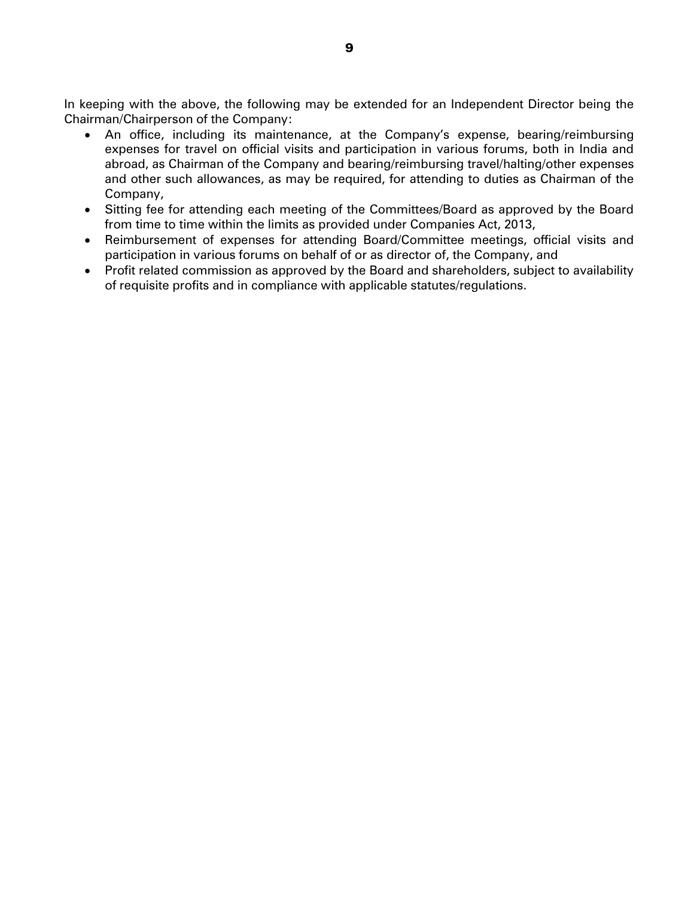In keeping with the above, the following may be extended for an Independent Director being the Chairman/Chairperson of the Company:

- An office, including its maintenance, at the Company's expense, bearing/reimbursing expenses for travel on official visits and participation in various forums, both in India and abroad, as Chairman of the Company and bearing/reimbursing travel/halting/other expenses and other such allowances, as may be required, for attending to duties as Chairman of the Company,
- Sitting fee for attending each meeting of the Committees/Board as approved by the Board from time to time within the limits as provided under Companies Act, 2013,
- Reimbursement of expenses for attending Board/Committee meetings, official visits and participation in various forums on behalf of or as director of, the Company, and
- Profit related commission as approved by the Board and shareholders, subject to availability of requisite profits and in compliance with applicable statutes/regulations.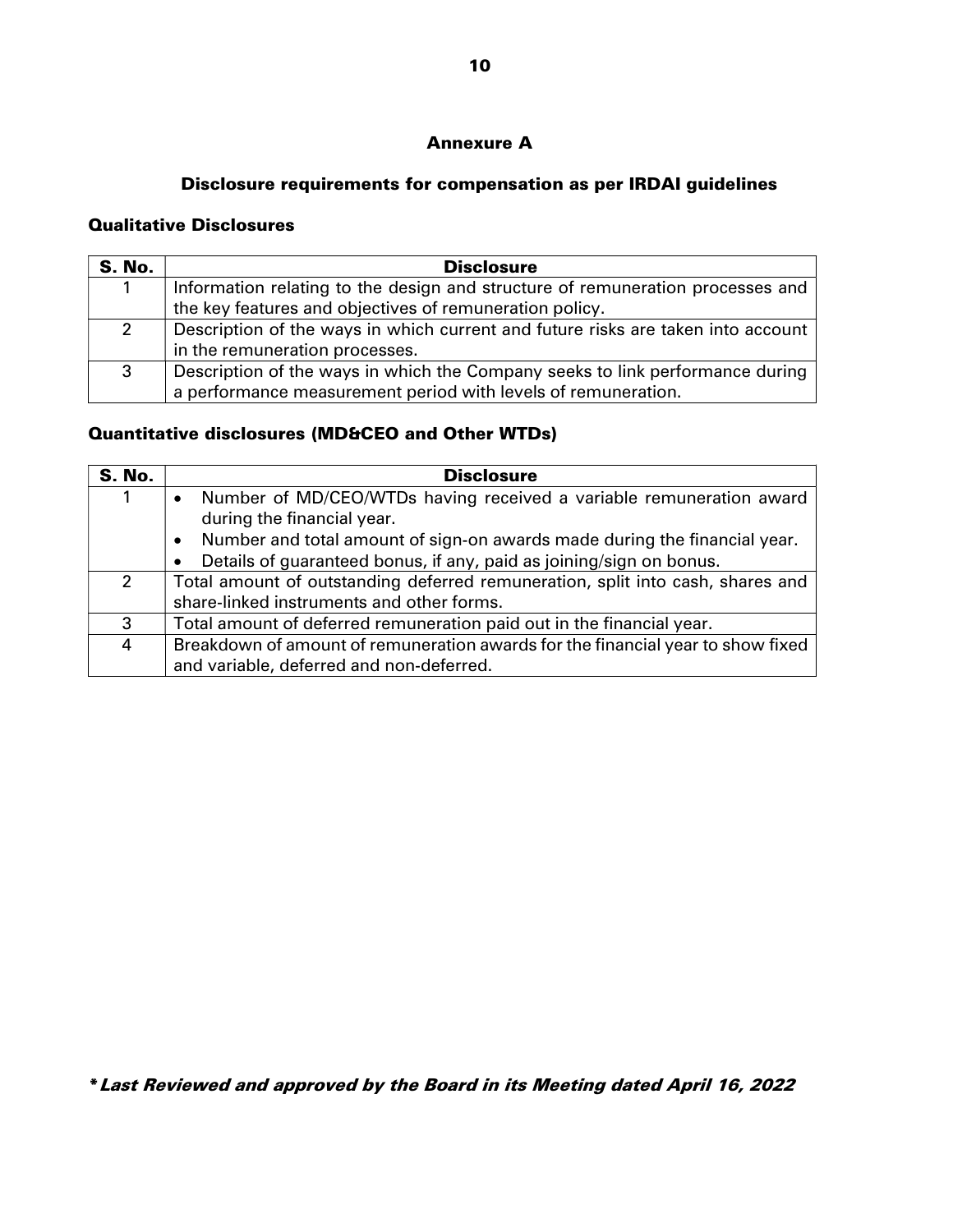## Annexure A

### Disclosure requirements for compensation as per IRDAI guidelines

### Qualitative Disclosures

| S. No. | Disclosure |
|---|---|
| 1 | Information relating to the design and structure of remuneration processes and the key features and objectives of remuneration policy. |
| 2 | Description of the ways in which current and future risks are taken into account in the remuneration processes. |
| 3 | Description of the ways in which the Company seeks to link performance during a performance measurement period with levels of remuneration. |

### Quantitative disclosures (MD&CEO and Other WTDs)

| S. No. | Disclosure |
|---|---|
| 1 | • Number of MD/CEO/WTDs having received a variable remuneration award during the financial year.<br>• Number and total amount of sign-on awards made during the financial year.<br>• Details of guaranteed bonus, if any, paid as joining/sign on bonus. |
| 2 | Total amount of outstanding deferred remuneration, split into cash, shares and share-linked instruments and other forms. |
| 3 | Total amount of deferred remuneration paid out in the financial year. |
| 4 | Breakdown of amount of remuneration awards for the financial year to show fixed and variable, deferred and non-deferred. |

***Last Reviewed and approved by the Board in its Meeting dated April 16, 2022**